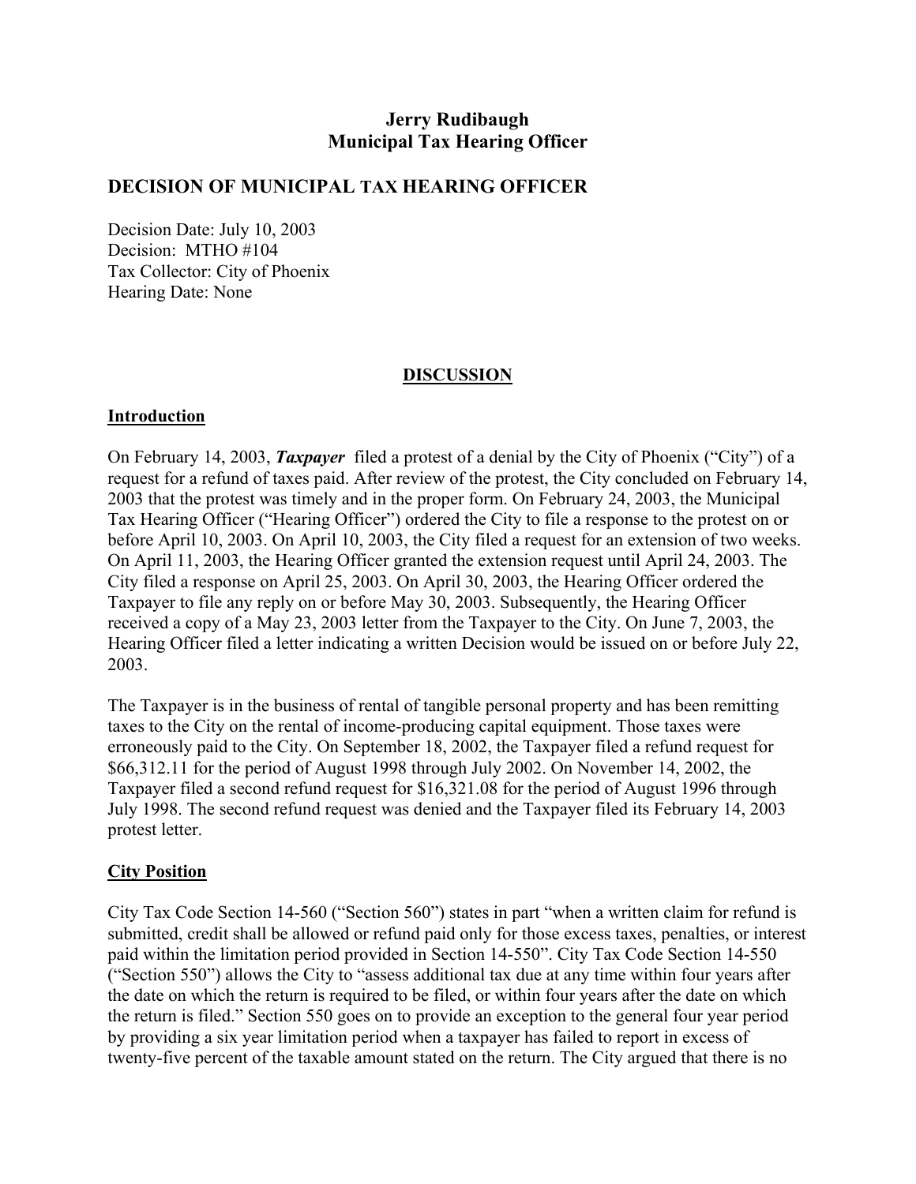**Jerry Rudibaugh**
**Municipal Tax Hearing Officer**

## DECISION OF MUNICIPAL TAX HEARING OFFICER

Decision Date: July 10, 2003
Decision: MTHO #104
Tax Collector: City of Phoenix
Hearing Date: None

### DISCUSSION

#### Introduction

On February 14, 2003, ***Taxpayer*** filed a protest of a denial by the City of Phoenix ("City") of a request for a refund of taxes paid. After review of the protest, the City concluded on February 14, 2003 that the protest was timely and in the proper form. On February 24, 2003, the Municipal Tax Hearing Officer ("Hearing Officer") ordered the City to file a response to the protest on or before April 10, 2003. On April 10, 2003, the City filed a request for an extension of two weeks. On April 11, 2003, the Hearing Officer granted the extension request until April 24, 2003. The City filed a response on April 25, 2003. On April 30, 2003, the Hearing Officer ordered the Taxpayer to file any reply on or before May 30, 2003. Subsequently, the Hearing Officer received a copy of a May 23, 2003 letter from the Taxpayer to the City. On June 7, 2003, the Hearing Officer filed a letter indicating a written Decision would be issued on or before July 22, 2003.

The Taxpayer is in the business of rental of tangible personal property and has been remitting taxes to the City on the rental of income-producing capital equipment. Those taxes were erroneously paid to the City. On September 18, 2002, the Taxpayer filed a refund request for $66,312.11 for the period of August 1998 through July 2002. On November 14, 2002, the Taxpayer filed a second refund request for $16,321.08 for the period of August 1996 through July 1998. The second refund request was denied and the Taxpayer filed its February 14, 2003 protest letter.

#### City Position

City Tax Code Section 14-560 ("Section 560") states in part "when a written claim for refund is submitted, credit shall be allowed or refund paid only for those excess taxes, penalties, or interest paid within the limitation period provided in Section 14-550". City Tax Code Section 14-550 ("Section 550") allows the City to "assess additional tax due at any time within four years after the date on which the return is required to be filed, or within four years after the date on which the return is filed." Section 550 goes on to provide an exception to the general four year period by providing a six year limitation period when a taxpayer has failed to report in excess of twenty-five percent of the taxable amount stated on the return. The City argued that there is no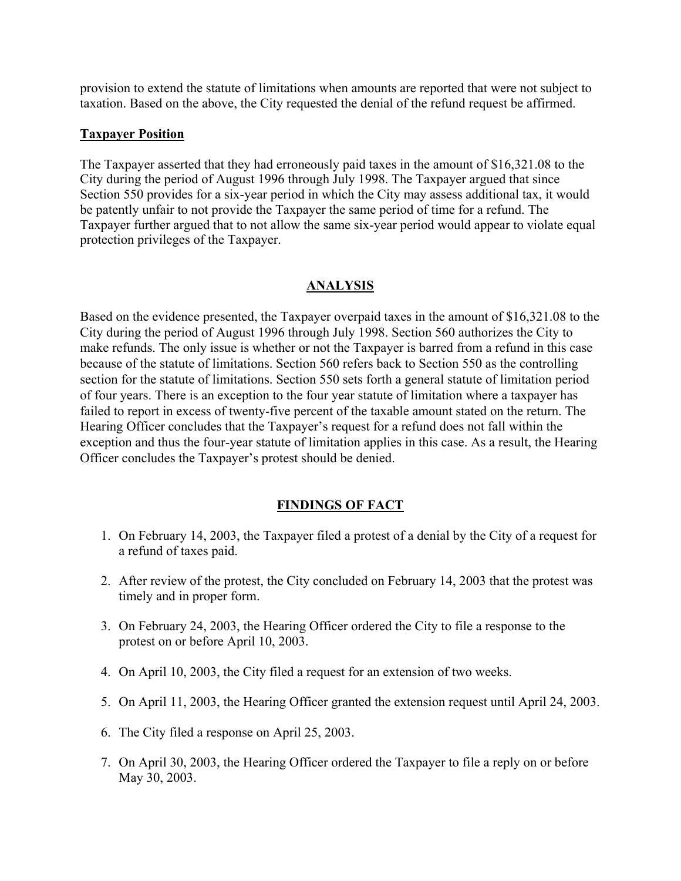provision to extend the statute of limitations when amounts are reported that were not subject to taxation. Based on the above, the City requested the denial of the refund request be affirmed.

**Taxpayer Position**

The Taxpayer asserted that they had erroneously paid taxes in the amount of $16,321.08 to the City during the period of August 1996 through July 1998. The Taxpayer argued that since Section 550 provides for a six-year period in which the City may assess additional tax, it would be patently unfair to not provide the Taxpayer the same period of time for a refund. The Taxpayer further argued that to not allow the same six-year period would appear to violate equal protection privileges of the Taxpayer.

## ANALYSIS

Based on the evidence presented, the Taxpayer overpaid taxes in the amount of $16,321.08 to the City during the period of August 1996 through July 1998. Section 560 authorizes the City to make refunds. The only issue is whether or not the Taxpayer is barred from a refund in this case because of the statute of limitations. Section 560 refers back to Section 550 as the controlling section for the statute of limitations. Section 550 sets forth a general statute of limitation period of four years. There is an exception to the four year statute of limitation where a taxpayer has failed to report in excess of twenty-five percent of the taxable amount stated on the return. The Hearing Officer concludes that the Taxpayer's request for a refund does not fall within the exception and thus the four-year statute of limitation applies in this case. As a result, the Hearing Officer concludes the Taxpayer's protest should be denied.

## FINDINGS OF FACT

1. On February 14, 2003, the Taxpayer filed a protest of a denial by the City of a request for a refund of taxes paid.
2. After review of the protest, the City concluded on February 14, 2003 that the protest was timely and in proper form.
3. On February 24, 2003, the Hearing Officer ordered the City to file a response to the protest on or before April 10, 2003.
4. On April 10, 2003, the City filed a request for an extension of two weeks.
5. On April 11, 2003, the Hearing Officer granted the extension request until April 24, 2003.
6. The City filed a response on April 25, 2003.
7. On April 30, 2003, the Hearing Officer ordered the Taxpayer to file a reply on or before May 30, 2003.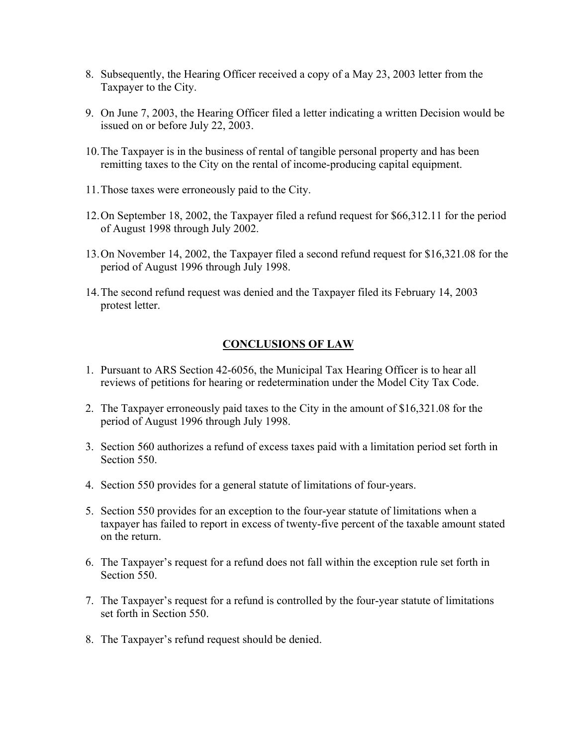8. Subsequently, the Hearing Officer received a copy of a May 23, 2003 letter from the Taxpayer to the City.

9. On June 7, 2003, the Hearing Officer filed a letter indicating a written Decision would be issued on or before July 22, 2003.

10. The Taxpayer is in the business of rental of tangible personal property and has been remitting taxes to the City on the rental of income-producing capital equipment.

11. Those taxes were erroneously paid to the City.

12. On September 18, 2002, the Taxpayer filed a refund request for $66,312.11 for the period of August 1998 through July 2002.

13. On November 14, 2002, the Taxpayer filed a second refund request for $16,321.08 for the period of August 1996 through July 1998.

14. The second refund request was denied and the Taxpayer filed its February 14, 2003 protest letter.

## CONCLUSIONS OF LAW

1. Pursuant to ARS Section 42-6056, the Municipal Tax Hearing Officer is to hear all reviews of petitions for hearing or redetermination under the Model City Tax Code.

2. The Taxpayer erroneously paid taxes to the City in the amount of $16,321.08 for the period of August 1996 through July 1998.

3. Section 560 authorizes a refund of excess taxes paid with a limitation period set forth in Section 550.

4. Section 550 provides for a general statute of limitations of four-years.

5. Section 550 provides for an exception to the four-year statute of limitations when a taxpayer has failed to report in excess of twenty-five percent of the taxable amount stated on the return.

6. The Taxpayer's request for a refund does not fall within the exception rule set forth in Section 550.

7. The Taxpayer's request for a refund is controlled by the four-year statute of limitations set forth in Section 550.

8. The Taxpayer's refund request should be denied.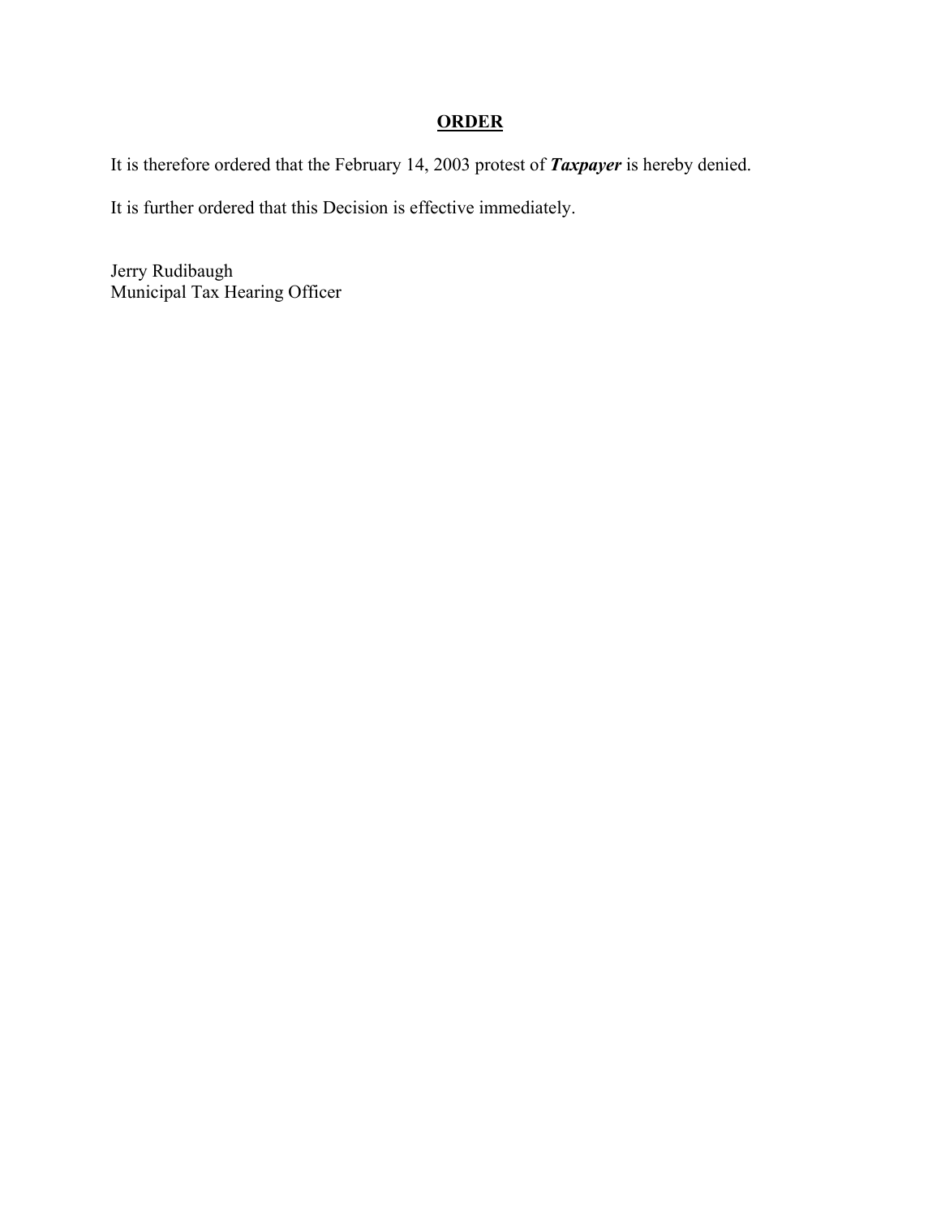**ORDER**

It is therefore ordered that the February 14, 2003 protest of ***Taxpayer*** is hereby denied.

It is further ordered that this Decision is effective immediately.

Jerry Rudibaugh
Municipal Tax Hearing Officer